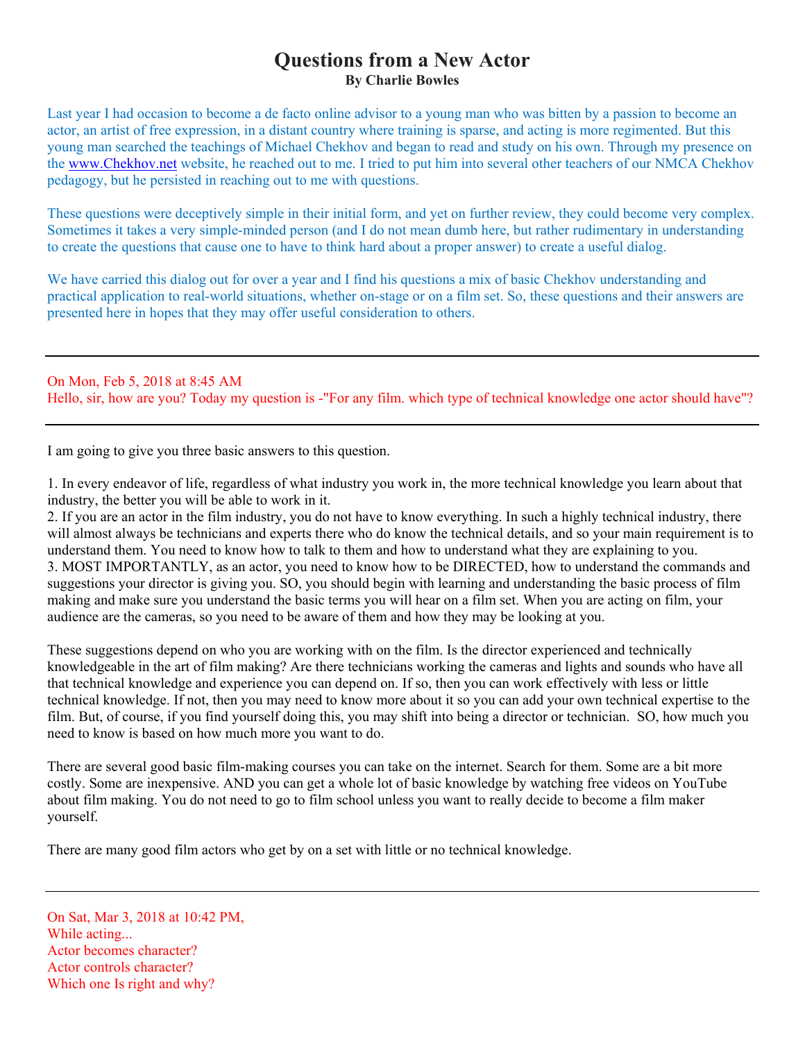# Questions from a New Actor

**By Charlie Bowles**

Last year I had occasion to become a de facto online advisor to a young man who was bitten by a passion to become an actor, an artist of free expression, in a distant country where training is sparse, and acting is more regimented. But this young man searched the teachings of Michael Chekhov and began to read and study on his own. Through my presence on the www.Chekhov.net website, he reached out to me. I tried to put him into several other teachers of our NMCA Chekhov pedagogy, but he persisted in reaching out to me with questions.

These questions were deceptively simple in their initial form, and yet on further review, they could become very complex. Sometimes it takes a very simple-minded person (and I do not mean dumb here, but rather rudimentary in understanding to create the questions that cause one to have to think hard about a proper answer) to create a useful dialog.

We have carried this dialog out for over a year and I find his questions a mix of basic Chekhov understanding and practical application to real-world situations, whether on-stage or on a film set. So, these questions and their answers are presented here in hopes that they may offer useful consideration to others.

---

On Mon, Feb 5, 2018 at 8:45 AM
Hello, sir, how are you? Today my question is -"For any film. which type of technical knowledge one actor should have"?

---

I am going to give you three basic answers to this question.

1. In every endeavor of life, regardless of what industry you work in, the more technical knowledge you learn about that industry, the better you will be able to work in it.
2. If you are an actor in the film industry, you do not have to know everything. In such a highly technical industry, there will almost always be technicians and experts there who do know the technical details, and so your main requirement is to understand them. You need to know how to talk to them and how to understand what they are explaining to you.
3. MOST IMPORTANTLY, as an actor, you need to know how to be DIRECTED, how to understand the commands and suggestions your director is giving you. SO, you should begin with learning and understanding the basic process of film making and make sure you understand the basic terms you will hear on a film set. When you are acting on film, your audience are the cameras, so you need to be aware of them and how they may be looking at you.

These suggestions depend on who you are working with on the film. Is the director experienced and technically knowledgeable in the art of film making? Are there technicians working the cameras and lights and sounds who have all that technical knowledge and experience you can depend on. If so, then you can work effectively with less or little technical knowledge. If not, then you may need to know more about it so you can add your own technical expertise to the film. But, of course, if you find yourself doing this, you may shift into being a director or technician. SO, how much you need to know is based on how much more you want to do.

There are several good basic film-making courses you can take on the internet. Search for them. Some are a bit more costly. Some are inexpensive. AND you can get a whole lot of basic knowledge by watching free videos on YouTube about film making. You do not need to go to film school unless you want to really decide to become a film maker yourself.

There are many good film actors who get by on a set with little or no technical knowledge.

---

On Sat, Mar 3, 2018 at 10:42 PM,
While acting...
Actor becomes character?
Actor controls character?
Which one Is right and why?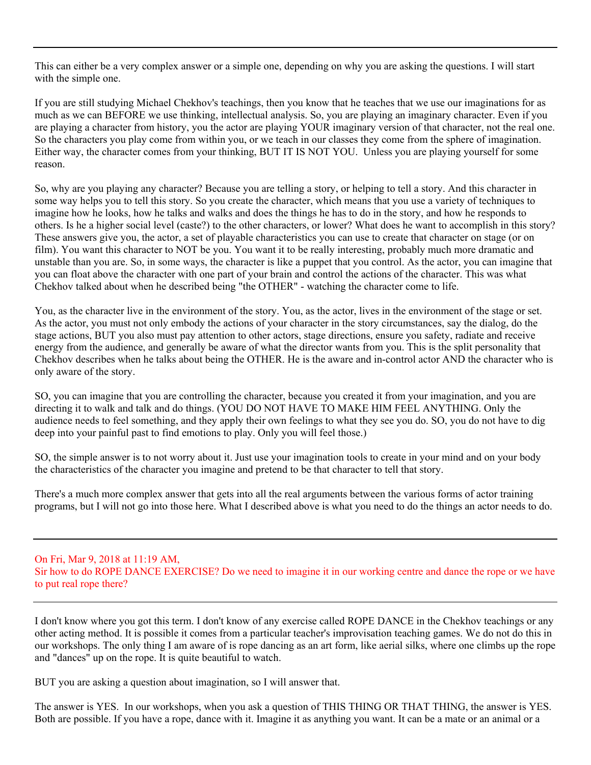---

This can either be a very complex answer or a simple one, depending on why you are asking the questions. I will start with the simple one.

If you are still studying Michael Chekhov's teachings, then you know that he teaches that we use our imaginations for as much as we can BEFORE we use thinking, intellectual analysis. So, you are playing an imaginary character. Even if you are playing a character from history, you the actor are playing YOUR imaginary version of that character, not the real one. So the characters you play come from within you, or we teach in our classes they come from the sphere of imagination. Either way, the character comes from your thinking, BUT IT IS NOT YOU. Unless you are playing yourself for some reason.

So, why are you playing any character? Because you are telling a story, or helping to tell a story. And this character in some way helps you to tell this story. So you create the character, which means that you use a variety of techniques to imagine how he looks, how he talks and walks and does the things he has to do in the story, and how he responds to others. Is he a higher social level (caste?) to the other characters, or lower? What does he want to accomplish in this story? These answers give you, the actor, a set of playable characteristics you can use to create that character on stage (or on film). You want this character to NOT be you. You want it to be really interesting, probably much more dramatic and unstable than you are. So, in some ways, the character is like a puppet that you control. As the actor, you can imagine that you can float above the character with one part of your brain and control the actions of the character. This was what Chekhov talked about when he described being "the OTHER" - watching the character come to life.

You, as the character live in the environment of the story. You, as the actor, lives in the environment of the stage or set. As the actor, you must not only embody the actions of your character in the story circumstances, say the dialog, do the stage actions, BUT you also must pay attention to other actors, stage directions, ensure you safety, radiate and receive energy from the audience, and generally be aware of what the director wants from you. This is the split personality that Chekhov describes when he talks about being the OTHER. He is the aware and in-control actor AND the character who is only aware of the story.

SO, you can imagine that you are controlling the character, because you created it from your imagination, and you are directing it to walk and talk and do things. (YOU DO NOT HAVE TO MAKE HIM FEEL ANYTHING. Only the audience needs to feel something, and they apply their own feelings to what they see you do. SO, you do not have to dig deep into your painful past to find emotions to play. Only you will feel those.)

SO, the simple answer is to not worry about it. Just use your imagination tools to create in your mind and on your body the characteristics of the character you imagine and pretend to be that character to tell that story.

There's a much more complex answer that gets into all the real arguments between the various forms of actor training programs, but I will not go into those here. What I described above is what you need to do the things an actor needs to do.

---

On Fri, Mar 9, 2018 at 11:19 AM,
Sir how to do ROPE DANCE EXERCISE? Do we need to imagine it in our working centre and dance the rope or we have to put real rope there?

---

I don't know where you got this term. I don't know of any exercise called ROPE DANCE in the Chekhov teachings or any other acting method. It is possible it comes from a particular teacher's improvisation teaching games. We do not do this in our workshops. The only thing I am aware of is rope dancing as an art form, like aerial silks, where one climbs up the rope and "dances" up on the rope. It is quite beautiful to watch.

BUT you are asking a question about imagination, so I will answer that.

The answer is YES. In our workshops, when you ask a question of THIS THING OR THAT THING, the answer is YES. Both are possible. If you have a rope, dance with it. Imagine it as anything you want. It can be a mate or an animal or a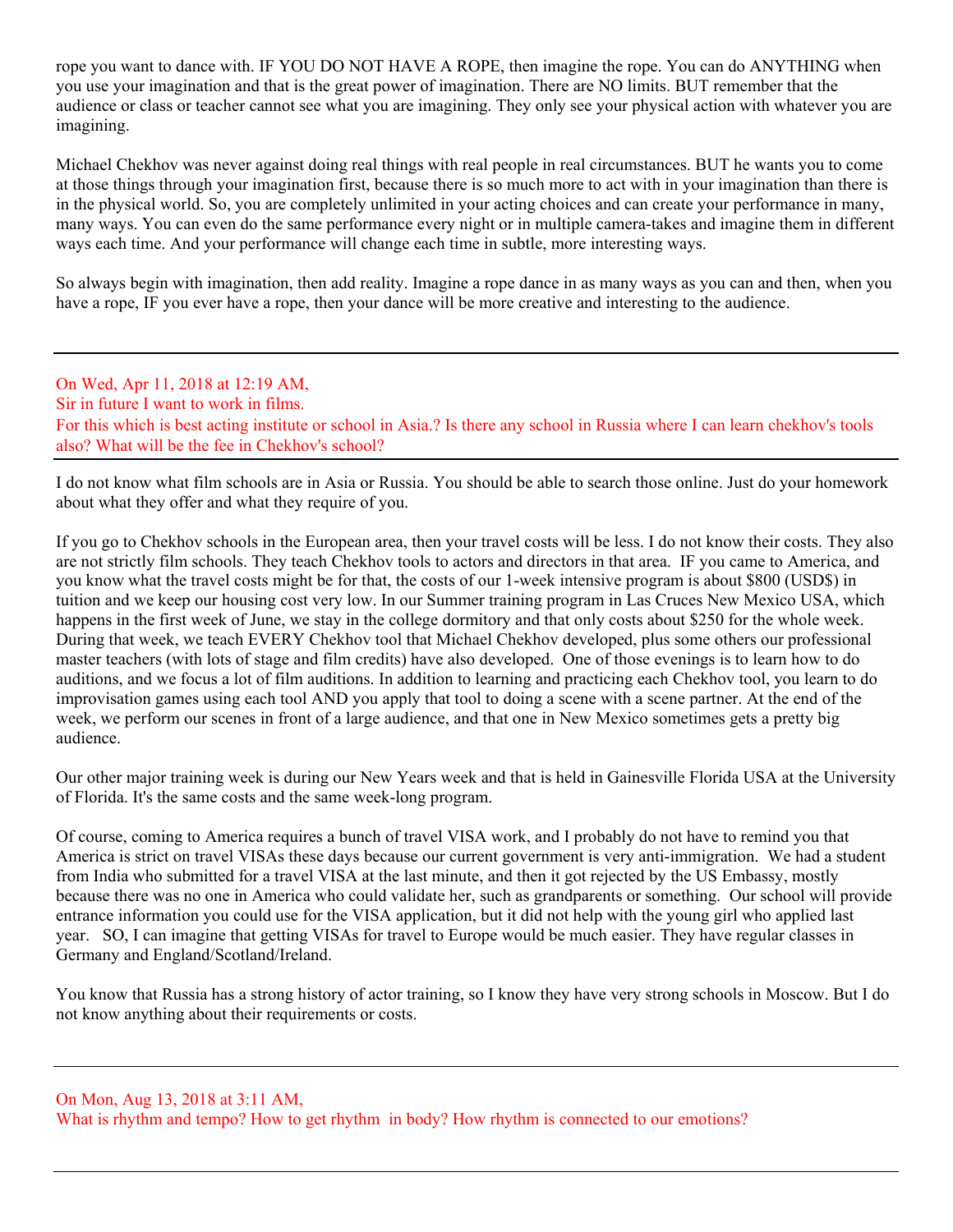rope you want to dance with. IF YOU DO NOT HAVE A ROPE, then imagine the rope. You can do ANYTHING when you use your imagination and that is the great power of imagination. There are NO limits. BUT remember that the audience or class or teacher cannot see what you are imagining. They only see your physical action with whatever you are imagining.

Michael Chekhov was never against doing real things with real people in real circumstances. BUT he wants you to come at those things through your imagination first, because there is so much more to act with in your imagination than there is in the physical world. So, you are completely unlimited in your acting choices and can create your performance in many, many ways. You can even do the same performance every night or in multiple camera-takes and imagine them in different ways each time. And your performance will change each time in subtle, more interesting ways.

So always begin with imagination, then add reality. Imagine a rope dance in as many ways as you can and then, when you have a rope, IF you ever have a rope, then your dance will be more creative and interesting to the audience.

---

On Wed, Apr 11, 2018 at 12:19 AM,
Sir in future I want to work in films.
For this which is best acting institute or school in Asia.? Is there any school in Russia where I can learn chekhov's tools also? What will be the fee in Chekhov's school?

---

I do not know what film schools are in Asia or Russia. You should be able to search those online. Just do your homework about what they offer and what they require of you.

If you go to Chekhov schools in the European area, then your travel costs will be less. I do not know their costs. They also are not strictly film schools. They teach Chekhov tools to actors and directors in that area. IF you came to America, and you know what the travel costs might be for that, the costs of our 1-week intensive program is about $800 (USD$) in tuition and we keep our housing cost very low. In our Summer training program in Las Cruces New Mexico USA, which happens in the first week of June, we stay in the college dormitory and that only costs about $250 for the whole week. During that week, we teach EVERY Chekhov tool that Michael Chekhov developed, plus some others our professional master teachers (with lots of stage and film credits) have also developed. One of those evenings is to learn how to do auditions, and we focus a lot of film auditions. In addition to learning and practicing each Chekhov tool, you learn to do improvisation games using each tool AND you apply that tool to doing a scene with a scene partner. At the end of the week, we perform our scenes in front of a large audience, and that one in New Mexico sometimes gets a pretty big audience.

Our other major training week is during our New Years week and that is held in Gainesville Florida USA at the University of Florida. It's the same costs and the same week-long program.

Of course, coming to America requires a bunch of travel VISA work, and I probably do not have to remind you that America is strict on travel VISAs these days because our current government is very anti-immigration. We had a student from India who submitted for a travel VISA at the last minute, and then it got rejected by the US Embassy, mostly because there was no one in America who could validate her, such as grandparents or something. Our school will provide entrance information you could use for the VISA application, but it did not help with the young girl who applied last year. SO, I can imagine that getting VISAs for travel to Europe would be much easier. They have regular classes in Germany and England/Scotland/Ireland.

You know that Russia has a strong history of actor training, so I know they have very strong schools in Moscow. But I do not know anything about their requirements or costs.

---

On Mon, Aug 13, 2018 at 3:11 AM,
What is rhythm and tempo? How to get rhythm in body? How rhythm is connected to our emotions?

---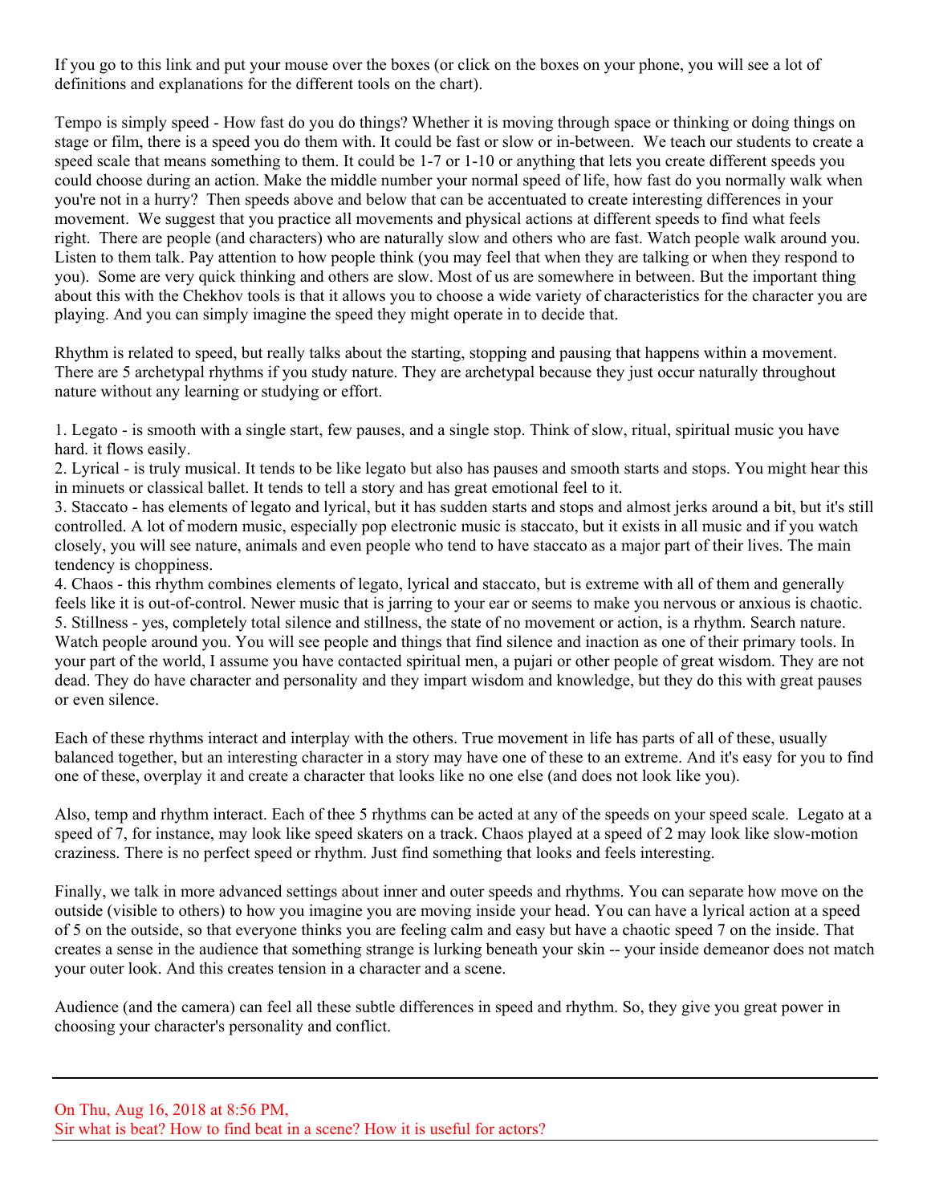If you go to this link and put your mouse over the boxes (or click on the boxes on your phone, you will see a lot of definitions and explanations for the different tools on the chart).

Tempo is simply speed - How fast do you do things? Whether it is moving through space or thinking or doing things on stage or film, there is a speed you do them with. It could be fast or slow or in-between. We teach our students to create a speed scale that means something to them. It could be 1-7 or 1-10 or anything that lets you create different speeds you could choose during an action. Make the middle number your normal speed of life, how fast do you normally walk when you're not in a hurry? Then speeds above and below that can be accentuated to create interesting differences in your movement. We suggest that you practice all movements and physical actions at different speeds to find what feels right. There are people (and characters) who are naturally slow and others who are fast. Watch people walk around you. Listen to them talk. Pay attention to how people think (you may feel that when they are talking or when they respond to you). Some are very quick thinking and others are slow. Most of us are somewhere in between. But the important thing about this with the Chekhov tools is that it allows you to choose a wide variety of characteristics for the character you are playing. And you can simply imagine the speed they might operate in to decide that.

Rhythm is related to speed, but really talks about the starting, stopping and pausing that happens within a movement. There are 5 archetypal rhythms if you study nature. They are archetypal because they just occur naturally throughout nature without any learning or studying or effort.

1. Legato - is smooth with a single start, few pauses, and a single stop. Think of slow, ritual, spiritual music you have hard. it flows easily.
2. Lyrical - is truly musical. It tends to be like legato but also has pauses and smooth starts and stops. You might hear this in minuets or classical ballet. It tends to tell a story and has great emotional feel to it.
3. Staccato - has elements of legato and lyrical, but it has sudden starts and stops and almost jerks around a bit, but it's still controlled. A lot of modern music, especially pop electronic music is staccato, but it exists in all music and if you watch closely, you will see nature, animals and even people who tend to have staccato as a major part of their lives. The main tendency is choppiness.
4. Chaos - this rhythm combines elements of legato, lyrical and staccato, but is extreme with all of them and generally feels like it is out-of-control. Newer music that is jarring to your ear or seems to make you nervous or anxious is chaotic.
5. Stillness - yes, completely total silence and stillness, the state of no movement or action, is a rhythm. Search nature. Watch people around you. You will see people and things that find silence and inaction as one of their primary tools. In your part of the world, I assume you have contacted spiritual men, a pujari or other people of great wisdom. They are not dead. They do have character and personality and they impart wisdom and knowledge, but they do this with great pauses or even silence.

Each of these rhythms interact and interplay with the others. True movement in life has parts of all of these, usually balanced together, but an interesting character in a story may have one of these to an extreme. And it's easy for you to find one of these, overplay it and create a character that looks like no one else (and does not look like you).

Also, temp and rhythm interact. Each of thee 5 rhythms can be acted at any of the speeds on your speed scale. Legato at a speed of 7, for instance, may look like speed skaters on a track. Chaos played at a speed of 2 may look like slow-motion craziness. There is no perfect speed or rhythm. Just find something that looks and feels interesting.

Finally, we talk in more advanced settings about inner and outer speeds and rhythms. You can separate how move on the outside (visible to others) to how you imagine you are moving inside your head. You can have a lyrical action at a speed of 5 on the outside, so that everyone thinks you are feeling calm and easy but have a chaotic speed 7 on the inside. That creates a sense in the audience that something strange is lurking beneath your skin -- your inside demeanor does not match your outer look. And this creates tension in a character and a scene.

Audience (and the camera) can feel all these subtle differences in speed and rhythm. So, they give you great power in choosing your character's personality and conflict.

---

On Thu, Aug 16, 2018 at 8:56 PM,
Sir what is beat? How to find beat in a scene? How it is useful for actors?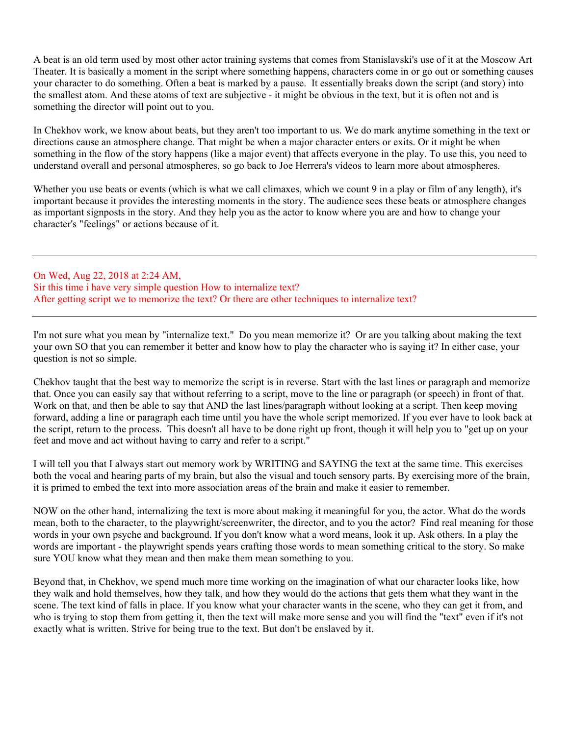A beat is an old term used by most other actor training systems that comes from Stanislavski's use of it at the Moscow Art Theater. It is basically a moment in the script where something happens, characters come in or go out or something causes your character to do something. Often a beat is marked by a pause. It essentially breaks down the script (and story) into the smallest atom. And these atoms of text are subjective - it might be obvious in the text, but it is often not and is something the director will point out to you.

In Chekhov work, we know about beats, but they aren't too important to us. We do mark anytime something in the text or directions cause an atmosphere change. That might be when a major character enters or exits. Or it might be when something in the flow of the story happens (like a major event) that affects everyone in the play. To use this, you need to understand overall and personal atmospheres, so go back to Joe Herrera's videos to learn more about atmospheres.

Whether you use beats or events (which is what we call climaxes, which we count 9 in a play or film of any length), it's important because it provides the interesting moments in the story. The audience sees these beats or atmosphere changes as important signposts in the story. And they help you as the actor to know where you are and how to change your character's "feelings" or actions because of it.

---

On Wed, Aug 22, 2018 at 2:24 AM,
Sir this time i have very simple question How to internalize text?
After getting script we to memorize the text? Or there are other techniques to internalize text?

---

I'm not sure what you mean by "internalize text." Do you mean memorize it? Or are you talking about making the text your own SO that you can remember it better and know how to play the character who is saying it? In either case, your question is not so simple.

Chekhov taught that the best way to memorize the script is in reverse. Start with the last lines or paragraph and memorize that. Once you can easily say that without referring to a script, move to the line or paragraph (or speech) in front of that. Work on that, and then be able to say that AND the last lines/paragraph without looking at a script. Then keep moving forward, adding a line or paragraph each time until you have the whole script memorized. If you ever have to look back at the script, return to the process. This doesn't all have to be done right up front, though it will help you to "get up on your feet and move and act without having to carry and refer to a script."

I will tell you that I always start out memory work by WRITING and SAYING the text at the same time. This exercises both the vocal and hearing parts of my brain, but also the visual and touch sensory parts. By exercising more of the brain, it is primed to embed the text into more association areas of the brain and make it easier to remember.

NOW on the other hand, internalizing the text is more about making it meaningful for you, the actor. What do the words mean, both to the character, to the playwright/screenwriter, the director, and to you the actor? Find real meaning for those words in your own psyche and background. If you don't know what a word means, look it up. Ask others. In a play the words are important - the playwright spends years crafting those words to mean something critical to the story. So make sure YOU know what they mean and then make them mean something to you.

Beyond that, in Chekhov, we spend much more time working on the imagination of what our character looks like, how they walk and hold themselves, how they talk, and how they would do the actions that gets them what they want in the scene. The text kind of falls in place. If you know what your character wants in the scene, who they can get it from, and who is trying to stop them from getting it, then the text will make more sense and you will find the "text" even if it's not exactly what is written. Strive for being true to the text. But don't be enslaved by it.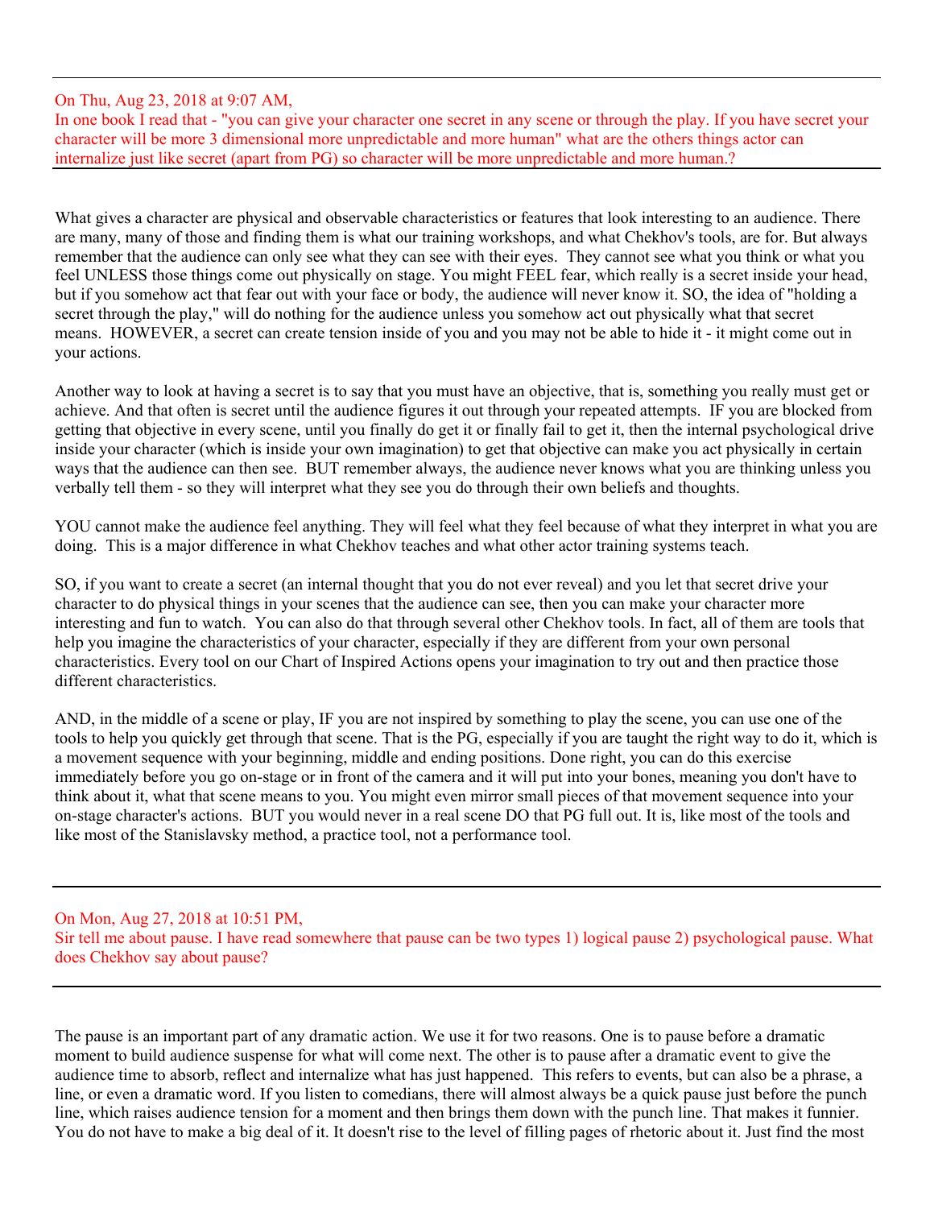---

On Thu, Aug 23, 2018 at 9:07 AM,
In one book I read that - "you can give your character one secret in any scene or through the play. If you have secret your character will be more 3 dimensional more unpredictable and more human" what are the others things actor can internalize just like secret (apart from PG) so character will be more unpredictable and more human.?

---

What gives a character are physical and observable characteristics or features that look interesting to an audience. There are many, many of those and finding them is what our training workshops, and what Chekhov's tools, are for. But always remember that the audience can only see what they can see with their eyes. They cannot see what you think or what you feel UNLESS those things come out physically on stage. You might FEEL fear, which really is a secret inside your head, but if you somehow act that fear out with your face or body, the audience will never know it. SO, the idea of "holding a secret through the play," will do nothing for the audience unless you somehow act out physically what that secret means. HOWEVER, a secret can create tension inside of you and you may not be able to hide it - it might come out in your actions.

Another way to look at having a secret is to say that you must have an objective, that is, something you really must get or achieve. And that often is secret until the audience figures it out through your repeated attempts. IF you are blocked from getting that objective in every scene, until you finally do get it or finally fail to get it, then the internal psychological drive inside your character (which is inside your own imagination) to get that objective can make you act physically in certain ways that the audience can then see. BUT remember always, the audience never knows what you are thinking unless you verbally tell them - so they will interpret what they see you do through their own beliefs and thoughts.

YOU cannot make the audience feel anything. They will feel what they feel because of what they interpret in what you are doing. This is a major difference in what Chekhov teaches and what other actor training systems teach.

SO, if you want to create a secret (an internal thought that you do not ever reveal) and you let that secret drive your character to do physical things in your scenes that the audience can see, then you can make your character more interesting and fun to watch. You can also do that through several other Chekhov tools. In fact, all of them are tools that help you imagine the characteristics of your character, especially if they are different from your own personal characteristics. Every tool on our Chart of Inspired Actions opens your imagination to try out and then practice those different characteristics.

AND, in the middle of a scene or play, IF you are not inspired by something to play the scene, you can use one of the tools to help you quickly get through that scene. That is the PG, especially if you are taught the right way to do it, which is a movement sequence with your beginning, middle and ending positions. Done right, you can do this exercise immediately before you go on-stage or in front of the camera and it will put into your bones, meaning you don't have to think about it, what that scene means to you. You might even mirror small pieces of that movement sequence into your on-stage character's actions. BUT you would never in a real scene DO that PG full out. It is, like most of the tools and like most of the Stanislavsky method, a practice tool, not a performance tool.

---

On Mon, Aug 27, 2018 at 10:51 PM,
Sir tell me about pause. I have read somewhere that pause can be two types 1) logical pause 2) psychological pause. What does Chekhov say about pause?

---

The pause is an important part of any dramatic action. We use it for two reasons. One is to pause before a dramatic moment to build audience suspense for what will come next. The other is to pause after a dramatic event to give the audience time to absorb, reflect and internalize what has just happened. This refers to events, but can also be a phrase, a line, or even a dramatic word. If you listen to comedians, there will almost always be a quick pause just before the punch line, which raises audience tension for a moment and then brings them down with the punch line. That makes it funnier. You do not have to make a big deal of it. It doesn't rise to the level of filling pages of rhetoric about it. Just find the most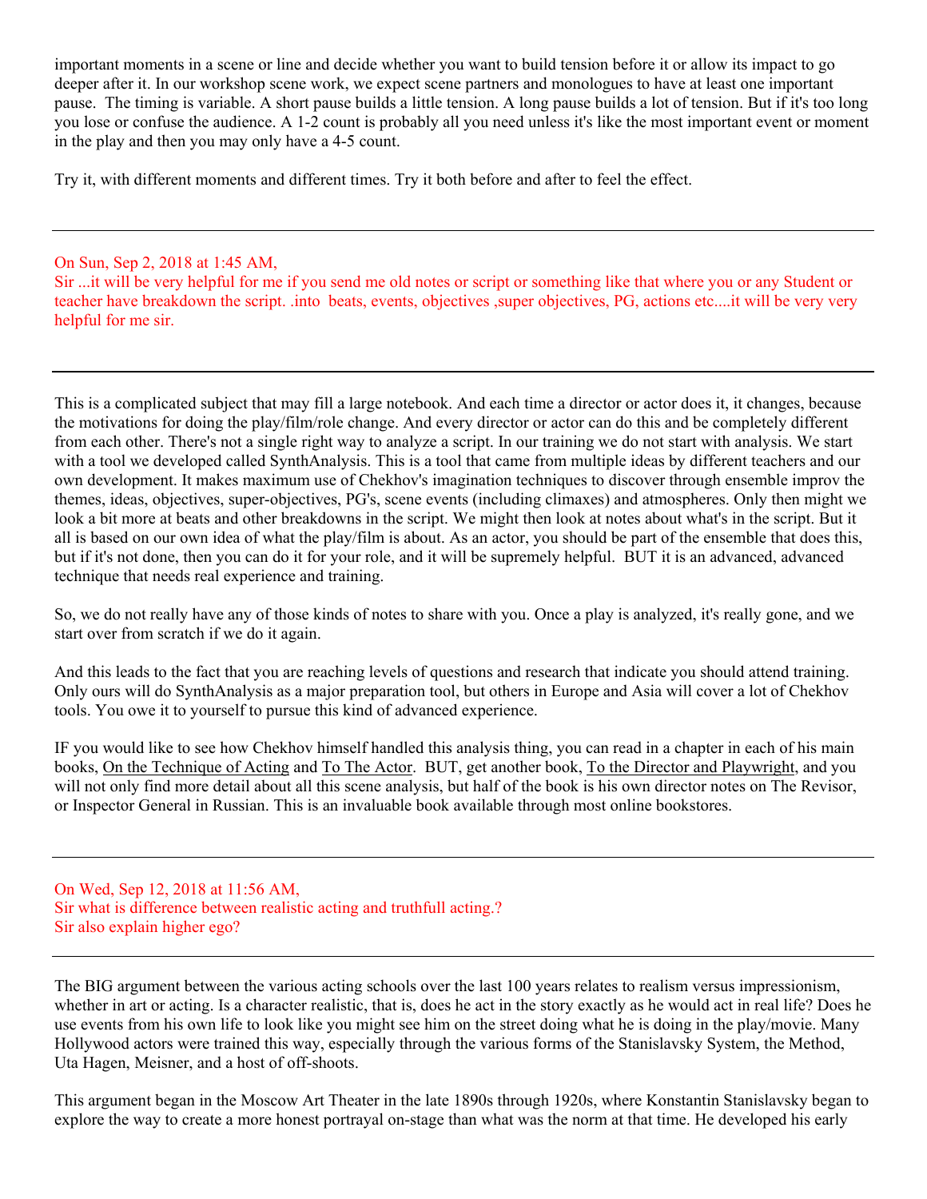important moments in a scene or line and decide whether you want to build tension before it or allow its impact to go deeper after it. In our workshop scene work, we expect scene partners and monologues to have at least one important pause. The timing is variable. A short pause builds a little tension. A long pause builds a lot of tension. But if it's too long you lose or confuse the audience. A 1-2 count is probably all you need unless it's like the most important event or moment in the play and then you may only have a 4-5 count.

Try it, with different moments and different times. Try it both before and after to feel the effect.

---

On Sun, Sep 2, 2018 at 1:45 AM,
Sir ...it will be very helpful for me if you send me old notes or script or something like that where you or any Student or teacher have breakdown the script. .into beats, events, objectives ,super objectives, PG, actions etc....it will be very very helpful for me sir.

---

This is a complicated subject that may fill a large notebook. And each time a director or actor does it, it changes, because the motivations for doing the play/film/role change. And every director or actor can do this and be completely different from each other. There's not a single right way to analyze a script. In our training we do not start with analysis. We start with a tool we developed called SynthAnalysis. This is a tool that came from multiple ideas by different teachers and our own development. It makes maximum use of Chekhov's imagination techniques to discover through ensemble improv the themes, ideas, objectives, super-objectives, PG's, scene events (including climaxes) and atmospheres. Only then might we look a bit more at beats and other breakdowns in the script. We might then look at notes about what's in the script. But it all is based on our own idea of what the play/film is about. As an actor, you should be part of the ensemble that does this, but if it's not done, then you can do it for your role, and it will be supremely helpful. BUT it is an advanced, advanced technique that needs real experience and training.

So, we do not really have any of those kinds of notes to share with you. Once a play is analyzed, it's really gone, and we start over from scratch if we do it again.

And this leads to the fact that you are reaching levels of questions and research that indicate you should attend training. Only ours will do SynthAnalysis as a major preparation tool, but others in Europe and Asia will cover a lot of Chekhov tools. You owe it to yourself to pursue this kind of advanced experience.

IF you would like to see how Chekhov himself handled this analysis thing, you can read in a chapter in each of his main books, On the Technique of Acting and To The Actor. BUT, get another book, To the Director and Playwright, and you will not only find more detail about all this scene analysis, but half of the book is his own director notes on The Revisor, or Inspector General in Russian. This is an invaluable book available through most online bookstores.

---

On Wed, Sep 12, 2018 at 11:56 AM,
Sir what is difference between realistic acting and truthfull acting.?
Sir also explain higher ego?

---

The BIG argument between the various acting schools over the last 100 years relates to realism versus impressionism, whether in art or acting. Is a character realistic, that is, does he act in the story exactly as he would act in real life? Does he use events from his own life to look like you might see him on the street doing what he is doing in the play/movie. Many Hollywood actors were trained this way, especially through the various forms of the Stanislavsky System, the Method, Uta Hagen, Meisner, and a host of off-shoots.

This argument began in the Moscow Art Theater in the late 1890s through 1920s, where Konstantin Stanislavsky began to explore the way to create a more honest portrayal on-stage than what was the norm at that time. He developed his early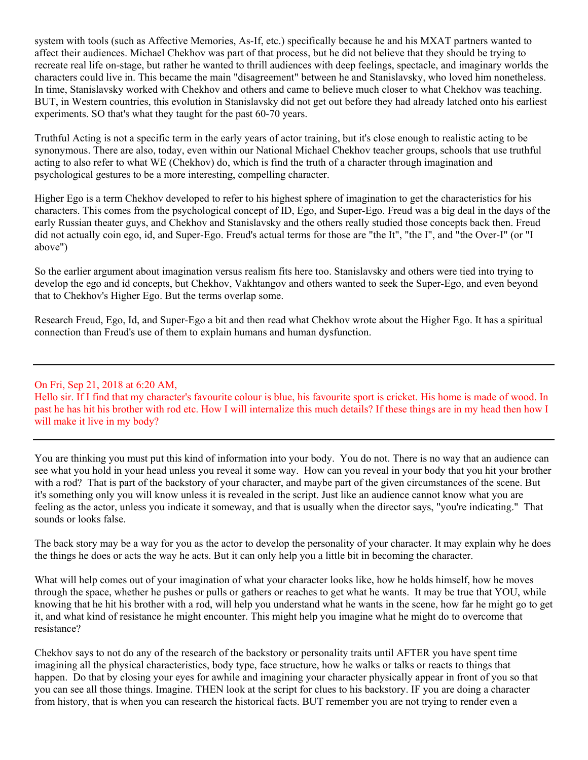system with tools (such as Affective Memories, As-If, etc.) specifically because he and his MXAT partners wanted to affect their audiences. Michael Chekhov was part of that process, but he did not believe that they should be trying to recreate real life on-stage, but rather he wanted to thrill audiences with deep feelings, spectacle, and imaginary worlds the characters could live in. This became the main "disagreement" between he and Stanislavsky, who loved him nonetheless. In time, Stanislavsky worked with Chekhov and others and came to believe much closer to what Chekhov was teaching. BUT, in Western countries, this evolution in Stanislavsky did not get out before they had already latched onto his earliest experiments. SO that's what they taught for the past 60-70 years.

Truthful Acting is not a specific term in the early years of actor training, but it's close enough to realistic acting to be synonymous. There are also, today, even within our National Michael Chekhov teacher groups, schools that use truthful acting to also refer to what WE (Chekhov) do, which is find the truth of a character through imagination and psychological gestures to be a more interesting, compelling character.

Higher Ego is a term Chekhov developed to refer to his highest sphere of imagination to get the characteristics for his characters. This comes from the psychological concept of ID, Ego, and Super-Ego. Freud was a big deal in the days of the early Russian theater guys, and Chekhov and Stanislavsky and the others really studied those concepts back then. Freud did not actually coin ego, id, and Super-Ego. Freud's actual terms for those are "the It", "the I", and "the Over-I" (or "I above")

So the earlier argument about imagination versus realism fits here too. Stanislavsky and others were tied into trying to develop the ego and id concepts, but Chekhov, Vakhtangov and others wanted to seek the Super-Ego, and even beyond that to Chekhov's Higher Ego. But the terms overlap some.

Research Freud, Ego, Id, and Super-Ego a bit and then read what Chekhov wrote about the Higher Ego. It has a spiritual connection than Freud's use of them to explain humans and human dysfunction.

---

On Fri, Sep 21, 2018 at 6:20 AM,
Hello sir. If I find that my character's favourite colour is blue, his favourite sport is cricket. His home is made of wood. In past he has hit his brother with rod etc. How I will internalize this much details? If these things are in my head then how I will make it live in my body?

---

You are thinking you must put this kind of information into your body. You do not. There is no way that an audience can see what you hold in your head unless you reveal it some way. How can you reveal in your body that you hit your brother with a rod? That is part of the backstory of your character, and maybe part of the given circumstances of the scene. But it's something only you will know unless it is revealed in the script. Just like an audience cannot know what you are feeling as the actor, unless you indicate it someway, and that is usually when the director says, "you're indicating." That sounds or looks false.

The back story may be a way for you as the actor to develop the personality of your character. It may explain why he does the things he does or acts the way he acts. But it can only help you a little bit in becoming the character.

What will help comes out of your imagination of what your character looks like, how he holds himself, how he moves through the space, whether he pushes or pulls or gathers or reaches to get what he wants. It may be true that YOU, while knowing that he hit his brother with a rod, will help you understand what he wants in the scene, how far he might go to get it, and what kind of resistance he might encounter. This might help you imagine what he might do to overcome that resistance?

Chekhov says to not do any of the research of the backstory or personality traits until AFTER you have spent time imagining all the physical characteristics, body type, face structure, how he walks or talks or reacts to things that happen. Do that by closing your eyes for awhile and imagining your character physically appear in front of you so that you can see all those things. Imagine. THEN look at the script for clues to his backstory. IF you are doing a character from history, that is when you can research the historical facts. BUT remember you are not trying to render even a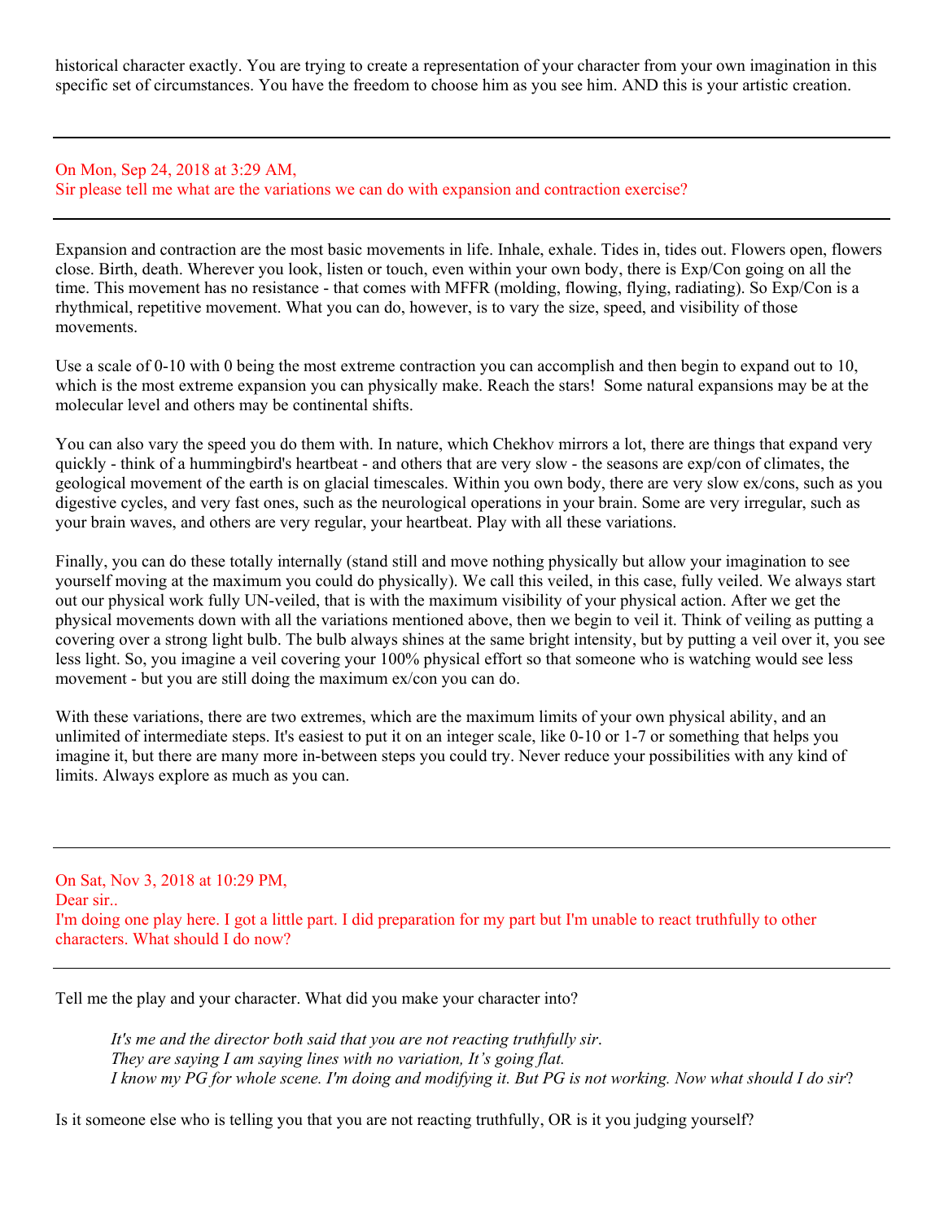historical character exactly. You are trying to create a representation of your character from your own imagination in this specific set of circumstances. You have the freedom to choose him as you see him. AND this is your artistic creation.

---

On Mon, Sep 24, 2018 at 3:29 AM,
Sir please tell me what are the variations we can do with expansion and contraction exercise?

---

Expansion and contraction are the most basic movements in life. Inhale, exhale. Tides in, tides out. Flowers open, flowers close. Birth, death. Wherever you look, listen or touch, even within your own body, there is Exp/Con going on all the time. This movement has no resistance - that comes with MFFR (molding, flowing, flying, radiating). So Exp/Con is a rhythmical, repetitive movement. What you can do, however, is to vary the size, speed, and visibility of those movements.

Use a scale of 0-10 with 0 being the most extreme contraction you can accomplish and then begin to expand out to 10, which is the most extreme expansion you can physically make. Reach the stars! Some natural expansions may be at the molecular level and others may be continental shifts.

You can also vary the speed you do them with. In nature, which Chekhov mirrors a lot, there are things that expand very quickly - think of a hummingbird's heartbeat - and others that are very slow - the seasons are exp/con of climates, the geological movement of the earth is on glacial timescales. Within you own body, there are very slow ex/cons, such as you digestive cycles, and very fast ones, such as the neurological operations in your brain. Some are very irregular, such as your brain waves, and others are very regular, your heartbeat. Play with all these variations.

Finally, you can do these totally internally (stand still and move nothing physically but allow your imagination to see yourself moving at the maximum you could do physically). We call this veiled, in this case, fully veiled. We always start out our physical work fully UN-veiled, that is with the maximum visibility of your physical action. After we get the physical movements down with all the variations mentioned above, then we begin to veil it. Think of veiling as putting a covering over a strong light bulb. The bulb always shines at the same bright intensity, but by putting a veil over it, you see less light. So, you imagine a veil covering your 100% physical effort so that someone who is watching would see less movement - but you are still doing the maximum ex/con you can do.

With these variations, there are two extremes, which are the maximum limits of your own physical ability, and an unlimited of intermediate steps. It's easiest to put it on an integer scale, like 0-10 or 1-7 or something that helps you imagine it, but there are many more in-between steps you could try. Never reduce your possibilities with any kind of limits. Always explore as much as you can.

---

On Sat, Nov 3, 2018 at 10:29 PM,
Dear sir..
I'm doing one play here. I got a little part. I did preparation for my part but I'm unable to react truthfully to other characters. What should I do now?

---

Tell me the play and your character. What did you make your character into?

> *It's me and the director both said that you are not reacting truthfully sir.*
> *They are saying I am saying lines with no variation, It's going flat.*
> *I know my PG for whole scene. I'm doing and modifying it. But PG is not working. Now what should I do sir?*

Is it someone else who is telling you that you are not reacting truthfully, OR is it you judging yourself?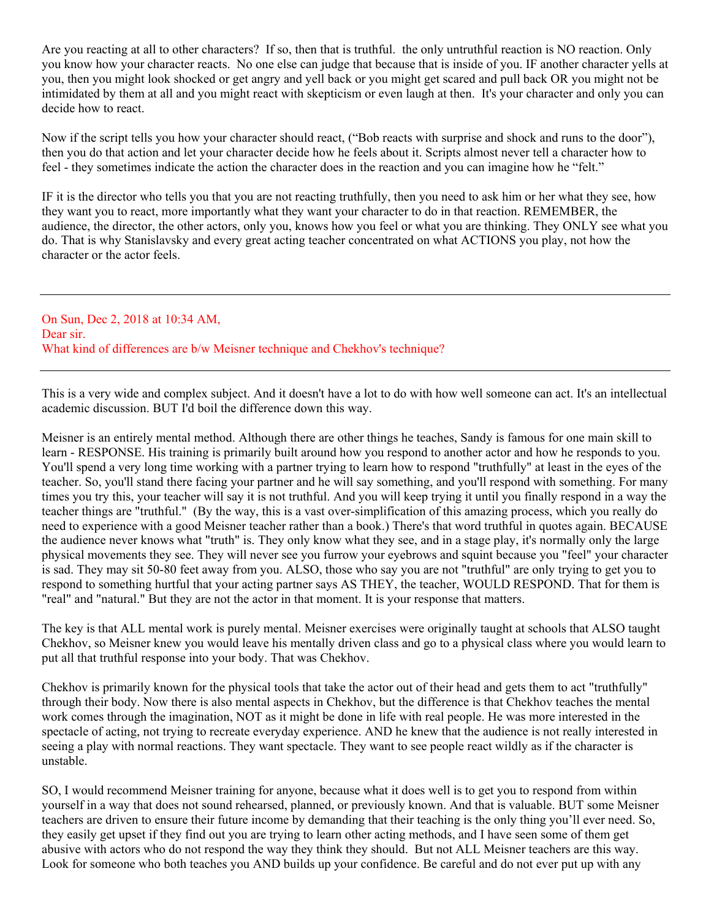Are you reacting at all to other characters? If so, then that is truthful. the only untruthful reaction is NO reaction. Only you know how your character reacts. No one else can judge that because that is inside of you. IF another character yells at you, then you might look shocked or get angry and yell back or you might get scared and pull back OR you might not be intimidated by them at all and you might react with skepticism or even laugh at then. It's your character and only you can decide how to react.

Now if the script tells you how your character should react, ("Bob reacts with surprise and shock and runs to the door"), then you do that action and let your character decide how he feels about it. Scripts almost never tell a character how to feel - they sometimes indicate the action the character does in the reaction and you can imagine how he "felt."

IF it is the director who tells you that you are not reacting truthfully, then you need to ask him or her what they see, how they want you to react, more importantly what they want your character to do in that reaction. REMEMBER, the audience, the director, the other actors, only you, knows how you feel or what you are thinking. They ONLY see what you do. That is why Stanislavsky and every great acting teacher concentrated on what ACTIONS you play, not how the character or the actor feels.

---

On Sun, Dec 2, 2018 at 10:34 AM,
Dear sir.
What kind of differences are b/w Meisner technique and Chekhov's technique?

---

This is a very wide and complex subject. And it doesn't have a lot to do with how well someone can act. It's an intellectual academic discussion. BUT I'd boil the difference down this way.

Meisner is an entirely mental method. Although there are other things he teaches, Sandy is famous for one main skill to learn - RESPONSE. His training is primarily built around how you respond to another actor and how he responds to you. You'll spend a very long time working with a partner trying to learn how to respond "truthfully" at least in the eyes of the teacher. So, you'll stand there facing your partner and he will say something, and you'll respond with something. For many times you try this, your teacher will say it is not truthful. And you will keep trying it until you finally respond in a way the teacher things are "truthful." (By the way, this is a vast over-simplification of this amazing process, which you really do need to experience with a good Meisner teacher rather than a book.) There's that word truthful in quotes again. BECAUSE the audience never knows what "truth" is. They only know what they see, and in a stage play, it's normally only the large physical movements they see. They will never see you furrow your eyebrows and squint because you "feel" your character is sad. They may sit 50-80 feet away from you. ALSO, those who say you are not "truthful" are only trying to get you to respond to something hurtful that your acting partner says AS THEY, the teacher, WOULD RESPOND. That for them is "real" and "natural." But they are not the actor in that moment. It is your response that matters.

The key is that ALL mental work is purely mental. Meisner exercises were originally taught at schools that ALSO taught Chekhov, so Meisner knew you would leave his mentally driven class and go to a physical class where you would learn to put all that truthful response into your body. That was Chekhov.

Chekhov is primarily known for the physical tools that take the actor out of their head and gets them to act "truthfully" through their body. Now there is also mental aspects in Chekhov, but the difference is that Chekhov teaches the mental work comes through the imagination, NOT as it might be done in life with real people. He was more interested in the spectacle of acting, not trying to recreate everyday experience. AND he knew that the audience is not really interested in seeing a play with normal reactions. They want spectacle. They want to see people react wildly as if the character is unstable.

SO, I would recommend Meisner training for anyone, because what it does well is to get you to respond from within yourself in a way that does not sound rehearsed, planned, or previously known. And that is valuable. BUT some Meisner teachers are driven to ensure their future income by demanding that their teaching is the only thing you'll ever need. So, they easily get upset if they find out you are trying to learn other acting methods, and I have seen some of them get abusive with actors who do not respond the way they think they should. But not ALL Meisner teachers are this way. Look for someone who both teaches you AND builds up your confidence. Be careful and do not ever put up with any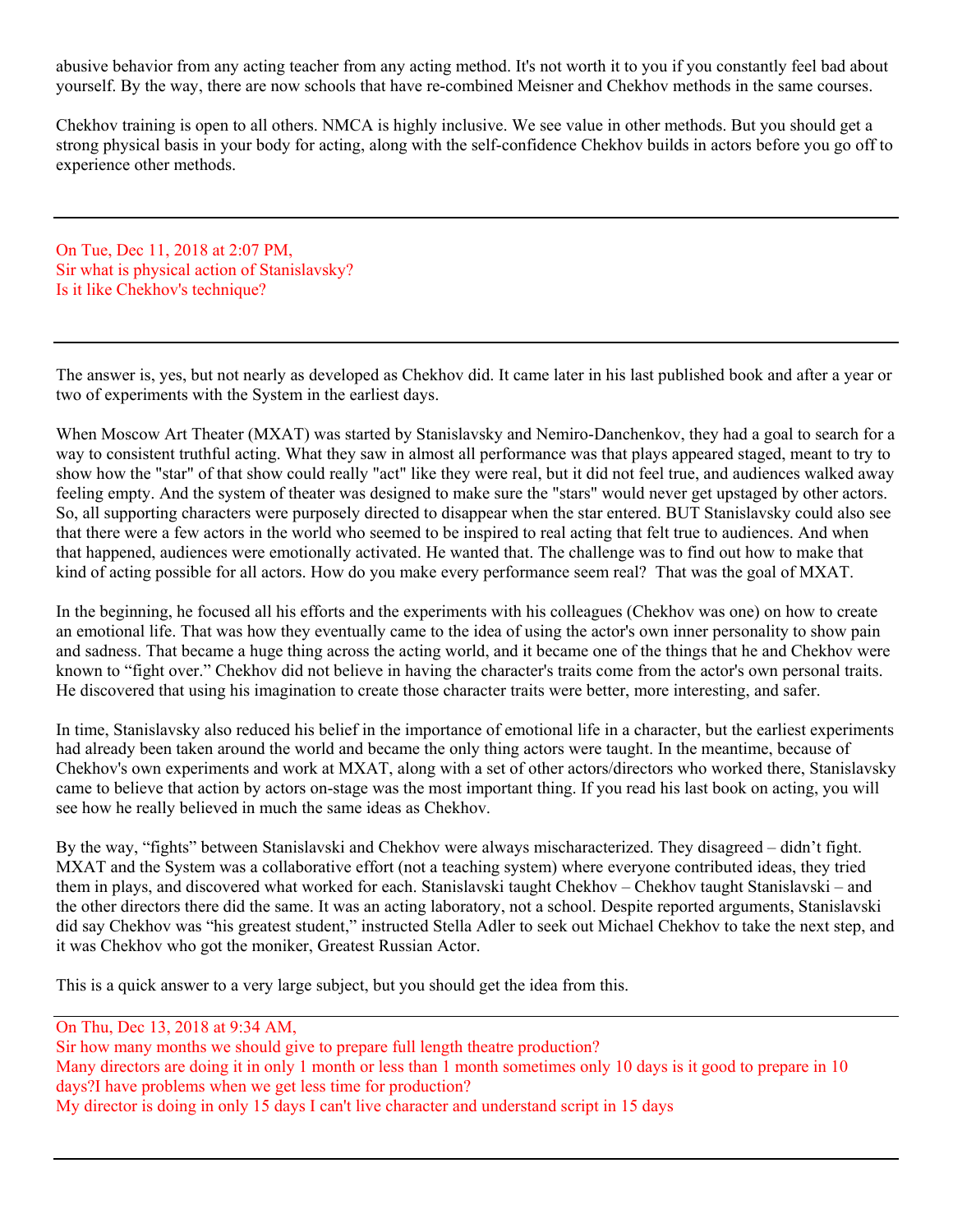abusive behavior from any acting teacher from any acting method. It's not worth it to you if you constantly feel bad about yourself. By the way, there are now schools that have re-combined Meisner and Chekhov methods in the same courses.

Chekhov training is open to all others. NMCA is highly inclusive. We see value in other methods. But you should get a strong physical basis in your body for acting, along with the self-confidence Chekhov builds in actors before you go off to experience other methods.

---

On Tue, Dec 11, 2018 at 2:07 PM,
Sir what is physical action of Stanislavsky?
Is it like Chekhov's technique?

---

The answer is, yes, but not nearly as developed as Chekhov did. It came later in his last published book and after a year or two of experiments with the System in the earliest days.

When Moscow Art Theater (MXAT) was started by Stanislavsky and Nemiro-Danchenkov, they had a goal to search for a way to consistent truthful acting. What they saw in almost all performance was that plays appeared staged, meant to try to show how the "star" of that show could really "act" like they were real, but it did not feel true, and audiences walked away feeling empty. And the system of theater was designed to make sure the "stars" would never get upstaged by other actors. So, all supporting characters were purposely directed to disappear when the star entered. BUT Stanislavsky could also see that there were a few actors in the world who seemed to be inspired to real acting that felt true to audiences. And when that happened, audiences were emotionally activated. He wanted that. The challenge was to find out how to make that kind of acting possible for all actors. How do you make every performance seem real? That was the goal of MXAT.

In the beginning, he focused all his efforts and the experiments with his colleagues (Chekhov was one) on how to create an emotional life. That was how they eventually came to the idea of using the actor's own inner personality to show pain and sadness. That became a huge thing across the acting world, and it became one of the things that he and Chekhov were known to "fight over." Chekhov did not believe in having the character's traits come from the actor's own personal traits. He discovered that using his imagination to create those character traits were better, more interesting, and safer.

In time, Stanislavsky also reduced his belief in the importance of emotional life in a character, but the earliest experiments had already been taken around the world and became the only thing actors were taught. In the meantime, because of Chekhov's own experiments and work at MXAT, along with a set of other actors/directors who worked there, Stanislavsky came to believe that action by actors on-stage was the most important thing. If you read his last book on acting, you will see how he really believed in much the same ideas as Chekhov.

By the way, "fights" between Stanislavski and Chekhov were always mischaracterized. They disagreed – didn't fight. MXAT and the System was a collaborative effort (not a teaching system) where everyone contributed ideas, they tried them in plays, and discovered what worked for each. Stanislavski taught Chekhov – Chekhov taught Stanislavski – and the other directors there did the same. It was an acting laboratory, not a school. Despite reported arguments, Stanislavski did say Chekhov was "his greatest student," instructed Stella Adler to seek out Michael Chekhov to take the next step, and it was Chekhov who got the moniker, Greatest Russian Actor.

This is a quick answer to a very large subject, but you should get the idea from this.

---

On Thu, Dec 13, 2018 at 9:34 AM,
Sir how many months we should give to prepare full length theatre production?
Many directors are doing it in only 1 month or less than 1 month sometimes only 10 days is it good to prepare in 10 days?I have problems when we get less time for production?
My director is doing in only 15 days I can't live character and understand script in 15 days

---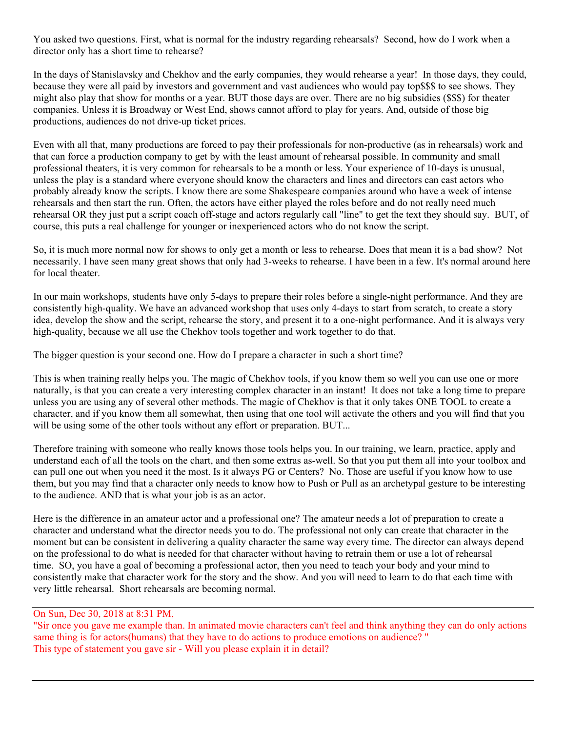You asked two questions. First, what is normal for the industry regarding rehearsals? Second, how do I work when a director only has a short time to rehearse?

In the days of Stanislavsky and Chekhov and the early companies, they would rehearse a year! In those days, they could, because they were all paid by investors and government and vast audiences who would pay top$$$ to see shows. They might also play that show for months or a year. BUT those days are over. There are no big subsidies ($$$) for theater companies. Unless it is Broadway or West End, shows cannot afford to play for years. And, outside of those big productions, audiences do not drive-up ticket prices.

Even with all that, many productions are forced to pay their professionals for non-productive (as in rehearsals) work and that can force a production company to get by with the least amount of rehearsal possible. In community and small professional theaters, it is very common for rehearsals to be a month or less. Your experience of 10-days is unusual, unless the play is a standard where everyone should know the characters and lines and directors can cast actors who probably already know the scripts. I know there are some Shakespeare companies around who have a week of intense rehearsals and then start the run. Often, the actors have either played the roles before and do not really need much rehearsal OR they just put a script coach off-stage and actors regularly call "line" to get the text they should say. BUT, of course, this puts a real challenge for younger or inexperienced actors who do not know the script.

So, it is much more normal now for shows to only get a month or less to rehearse. Does that mean it is a bad show? Not necessarily. I have seen many great shows that only had 3-weeks to rehearse. I have been in a few. It's normal around here for local theater.

In our main workshops, students have only 5-days to prepare their roles before a single-night performance. And they are consistently high-quality. We have an advanced workshop that uses only 4-days to start from scratch, to create a story idea, develop the show and the script, rehearse the story, and present it to a one-night performance. And it is always very high-quality, because we all use the Chekhov tools together and work together to do that.

The bigger question is your second one. How do I prepare a character in such a short time?

This is when training really helps you. The magic of Chekhov tools, if you know them so well you can use one or more naturally, is that you can create a very interesting complex character in an instant! It does not take a long time to prepare unless you are using any of several other methods. The magic of Chekhov is that it only takes ONE TOOL to create a character, and if you know them all somewhat, then using that one tool will activate the others and you will find that you will be using some of the other tools without any effort or preparation. BUT...

Therefore training with someone who really knows those tools helps you. In our training, we learn, practice, apply and understand each of all the tools on the chart, and then some extras as-well. So that you put them all into your toolbox and can pull one out when you need it the most. Is it always PG or Centers? No. Those are useful if you know how to use them, but you may find that a character only needs to know how to Push or Pull as an archetypal gesture to be interesting to the audience. AND that is what your job is as an actor.

Here is the difference in an amateur actor and a professional one? The amateur needs a lot of preparation to create a character and understand what the director needs you to do. The professional not only can create that character in the moment but can be consistent in delivering a quality character the same way every time. The director can always depend on the professional to do what is needed for that character without having to retrain them or use a lot of rehearsal time. SO, you have a goal of becoming a professional actor, then you need to teach your body and your mind to consistently make that character work for the story and the show. And you will need to learn to do that each time with very little rehearsal. Short rehearsals are becoming normal.

---

On Sun, Dec 30, 2018 at 8:31 PM,

"Sir once you gave me example than. In animated movie characters can't feel and think anything they can do only actions same thing is for actors(humans) that they have to do actions to produce emotions on audience? "

This type of statement you gave sir - Will you please explain it in detail?

---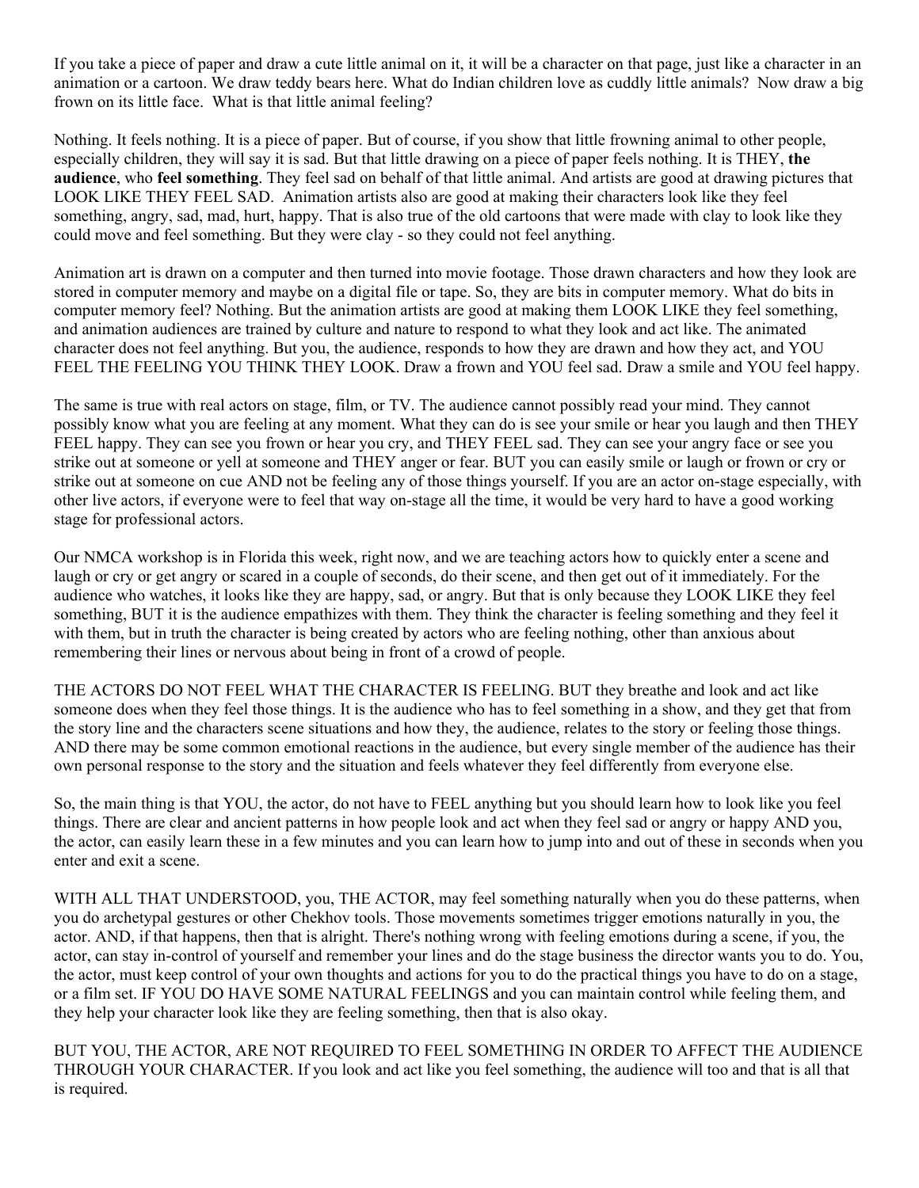If you take a piece of paper and draw a cute little animal on it, it will be a character on that page, just like a character in an animation or a cartoon. We draw teddy bears here. What do Indian children love as cuddly little animals? Now draw a big frown on its little face. What is that little animal feeling?

Nothing. It feels nothing. It is a piece of paper. But of course, if you show that little frowning animal to other people, especially children, they will say it is sad. But that little drawing on a piece of paper feels nothing. It is THEY, **the audience**, who **feel something**. They feel sad on behalf of that little animal. And artists are good at drawing pictures that LOOK LIKE THEY FEEL SAD. Animation artists also are good at making their characters look like they feel something, angry, sad, mad, hurt, happy. That is also true of the old cartoons that were made with clay to look like they could move and feel something. But they were clay - so they could not feel anything.

Animation art is drawn on a computer and then turned into movie footage. Those drawn characters and how they look are stored in computer memory and maybe on a digital file or tape. So, they are bits in computer memory. What do bits in computer memory feel? Nothing. But the animation artists are good at making them LOOK LIKE they feel something, and animation audiences are trained by culture and nature to respond to what they look and act like. The animated character does not feel anything. But you, the audience, responds to how they are drawn and how they act, and YOU FEEL THE FEELING YOU THINK THEY LOOK. Draw a frown and YOU feel sad. Draw a smile and YOU feel happy.

The same is true with real actors on stage, film, or TV. The audience cannot possibly read your mind. They cannot possibly know what you are feeling at any moment. What they can do is see your smile or hear you laugh and then THEY FEEL happy. They can see you frown or hear you cry, and THEY FEEL sad. They can see your angry face or see you strike out at someone or yell at someone and THEY anger or fear. BUT you can easily smile or laugh or frown or cry or strike out at someone on cue AND not be feeling any of those things yourself. If you are an actor on-stage especially, with other live actors, if everyone were to feel that way on-stage all the time, it would be very hard to have a good working stage for professional actors.

Our NMCA workshop is in Florida this week, right now, and we are teaching actors how to quickly enter a scene and laugh or cry or get angry or scared in a couple of seconds, do their scene, and then get out of it immediately. For the audience who watches, it looks like they are happy, sad, or angry. But that is only because they LOOK LIKE they feel something, BUT it is the audience empathizes with them. They think the character is feeling something and they feel it with them, but in truth the character is being created by actors who are feeling nothing, other than anxious about remembering their lines or nervous about being in front of a crowd of people.

THE ACTORS DO NOT FEEL WHAT THE CHARACTER IS FEELING. BUT they breathe and look and act like someone does when they feel those things. It is the audience who has to feel something in a show, and they get that from the story line and the characters scene situations and how they, the audience, relates to the story or feeling those things. AND there may be some common emotional reactions in the audience, but every single member of the audience has their own personal response to the story and the situation and feels whatever they feel differently from everyone else.

So, the main thing is that YOU, the actor, do not have to FEEL anything but you should learn how to look like you feel things. There are clear and ancient patterns in how people look and act when they feel sad or angry or happy AND you, the actor, can easily learn these in a few minutes and you can learn how to jump into and out of these in seconds when you enter and exit a scene.

WITH ALL THAT UNDERSTOOD, you, THE ACTOR, may feel something naturally when you do these patterns, when you do archetypal gestures or other Chekhov tools. Those movements sometimes trigger emotions naturally in you, the actor. AND, if that happens, then that is alright. There's nothing wrong with feeling emotions during a scene, if you, the actor, can stay in-control of yourself and remember your lines and do the stage business the director wants you to do. You, the actor, must keep control of your own thoughts and actions for you to do the practical things you have to do on a stage, or a film set. IF YOU DO HAVE SOME NATURAL FEELINGS and you can maintain control while feeling them, and they help your character look like they are feeling something, then that is also okay.

BUT YOU, THE ACTOR, ARE NOT REQUIRED TO FEEL SOMETHING IN ORDER TO AFFECT THE AUDIENCE THROUGH YOUR CHARACTER. If you look and act like you feel something, the audience will too and that is all that is required.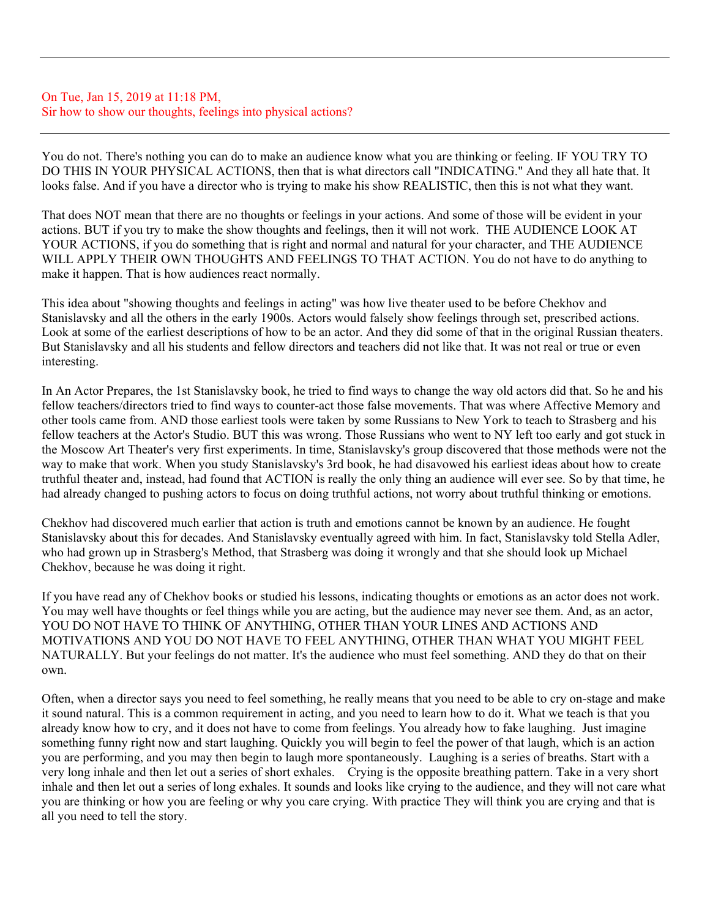---

On Tue, Jan 15, 2019 at 11:18 PM,
Sir how to show our thoughts, feelings into physical actions?

---

You do not. There's nothing you can do to make an audience know what you are thinking or feeling. IF YOU TRY TO DO THIS IN YOUR PHYSICAL ACTIONS, then that is what directors call "INDICATING." And they all hate that. It looks false. And if you have a director who is trying to make his show REALISTIC, then this is not what they want.

That does NOT mean that there are no thoughts or feelings in your actions. And some of those will be evident in your actions. BUT if you try to make the show thoughts and feelings, then it will not work. THE AUDIENCE LOOK AT YOUR ACTIONS, if you do something that is right and normal and natural for your character, and THE AUDIENCE WILL APPLY THEIR OWN THOUGHTS AND FEELINGS TO THAT ACTION. You do not have to do anything to make it happen. That is how audiences react normally.

This idea about "showing thoughts and feelings in acting" was how live theater used to be before Chekhov and Stanislavsky and all the others in the early 1900s. Actors would falsely show feelings through set, prescribed actions. Look at some of the earliest descriptions of how to be an actor. And they did some of that in the original Russian theaters. But Stanislavsky and all his students and fellow directors and teachers did not like that. It was not real or true or even interesting.

In An Actor Prepares, the 1st Stanislavsky book, he tried to find ways to change the way old actors did that. So he and his fellow teachers/directors tried to find ways to counter-act those false movements. That was where Affective Memory and other tools came from. AND those earliest tools were taken by some Russians to New York to teach to Strasberg and his fellow teachers at the Actor's Studio. BUT this was wrong. Those Russians who went to NY left too early and got stuck in the Moscow Art Theater's very first experiments. In time, Stanislavsky's group discovered that those methods were not the way to make that work. When you study Stanislavsky's 3rd book, he had disavowed his earliest ideas about how to create truthful theater and, instead, had found that ACTION is really the only thing an audience will ever see. So by that time, he had already changed to pushing actors to focus on doing truthful actions, not worry about truthful thinking or emotions.

Chekhov had discovered much earlier that action is truth and emotions cannot be known by an audience. He fought Stanislavsky about this for decades. And Stanislavsky eventually agreed with him. In fact, Stanislavsky told Stella Adler, who had grown up in Strasberg's Method, that Strasberg was doing it wrongly and that she should look up Michael Chekhov, because he was doing it right.

If you have read any of Chekhov books or studied his lessons, indicating thoughts or emotions as an actor does not work. You may well have thoughts or feel things while you are acting, but the audience may never see them. And, as an actor, YOU DO NOT HAVE TO THINK OF ANYTHING, OTHER THAN YOUR LINES AND ACTIONS AND MOTIVATIONS AND YOU DO NOT HAVE TO FEEL ANYTHING, OTHER THAN WHAT YOU MIGHT FEEL NATURALLY. But your feelings do not matter. It's the audience who must feel something. AND they do that on their own.

Often, when a director says you need to feel something, he really means that you need to be able to cry on-stage and make it sound natural. This is a common requirement in acting, and you need to learn how to do it. What we teach is that you already know how to cry, and it does not have to come from feelings. You already how to fake laughing. Just imagine something funny right now and start laughing. Quickly you will begin to feel the power of that laugh, which is an action you are performing, and you may then begin to laugh more spontaneously. Laughing is a series of breaths. Start with a very long inhale and then let out a series of short exhales. Crying is the opposite breathing pattern. Take in a very short inhale and then let out a series of long exhales. It sounds and looks like crying to the audience, and they will not care what you are thinking or how you are feeling or why you care crying. With practice They will think you are crying and that is all you need to tell the story.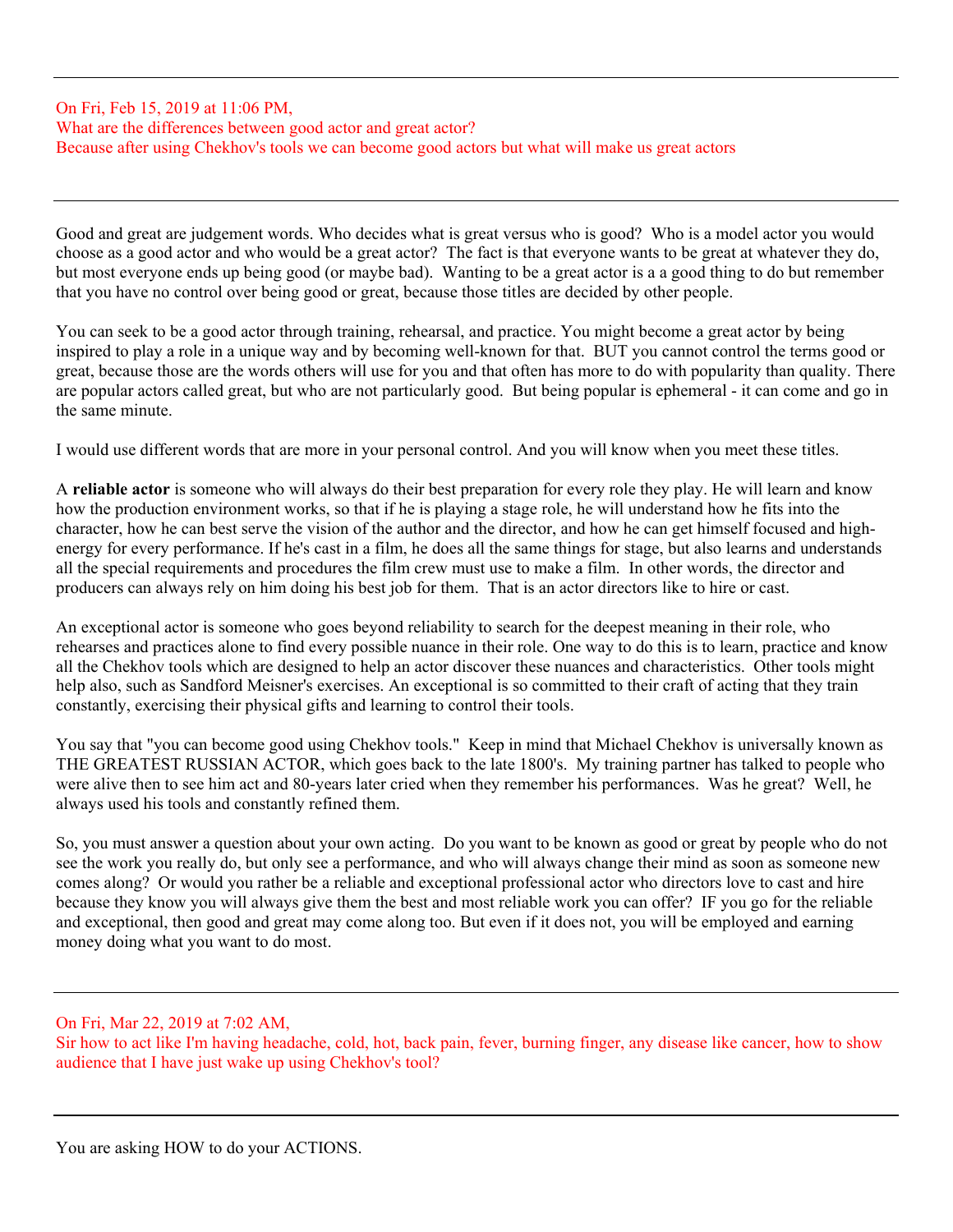---

On Fri, Feb 15, 2019 at 11:06 PM,
What are the differences between good actor and great actor?
Because after using Chekhov's tools we can become good actors but what will make us great actors

---

Good and great are judgement words. Who decides what is great versus who is good? Who is a model actor you would choose as a good actor and who would be a great actor? The fact is that everyone wants to be great at whatever they do, but most everyone ends up being good (or maybe bad). Wanting to be a great actor is a a good thing to do but remember that you have no control over being good or great, because those titles are decided by other people.

You can seek to be a good actor through training, rehearsal, and practice. You might become a great actor by being inspired to play a role in a unique way and by becoming well-known for that. BUT you cannot control the terms good or great, because those are the words others will use for you and that often has more to do with popularity than quality. There are popular actors called great, but who are not particularly good. But being popular is ephemeral - it can come and go in the same minute.

I would use different words that are more in your personal control. And you will know when you meet these titles.

A **reliable actor** is someone who will always do their best preparation for every role they play. He will learn and know how the production environment works, so that if he is playing a stage role, he will understand how he fits into the character, how he can best serve the vision of the author and the director, and how he can get himself focused and high-energy for every performance. If he's cast in a film, he does all the same things for stage, but also learns and understands all the special requirements and procedures the film crew must use to make a film. In other words, the director and producers can always rely on him doing his best job for them. That is an actor directors like to hire or cast.

An exceptional actor is someone who goes beyond reliability to search for the deepest meaning in their role, who rehearses and practices alone to find every possible nuance in their role. One way to do this is to learn, practice and know all the Chekhov tools which are designed to help an actor discover these nuances and characteristics. Other tools might help also, such as Sandford Meisner's exercises. An exceptional is so committed to their craft of acting that they train constantly, exercising their physical gifts and learning to control their tools.

You say that "you can become good using Chekhov tools." Keep in mind that Michael Chekhov is universally known as THE GREATEST RUSSIAN ACTOR, which goes back to the late 1800's. My training partner has talked to people who were alive then to see him act and 80-years later cried when they remember his performances. Was he great? Well, he always used his tools and constantly refined them.

So, you must answer a question about your own acting. Do you want to be known as good or great by people who do not see the work you really do, but only see a performance, and who will always change their mind as soon as someone new comes along? Or would you rather be a reliable and exceptional professional actor who directors love to cast and hire because they know you will always give them the best and most reliable work you can offer? IF you go for the reliable and exceptional, then good and great may come along too. But even if it does not, you will be employed and earning money doing what you want to do most.

---

On Fri, Mar 22, 2019 at 7:02 AM,
Sir how to act like I'm having headache, cold, hot, back pain, fever, burning finger, any disease like cancer, how to show audience that I have just wake up using Chekhov's tool?

---

You are asking HOW to do your ACTIONS.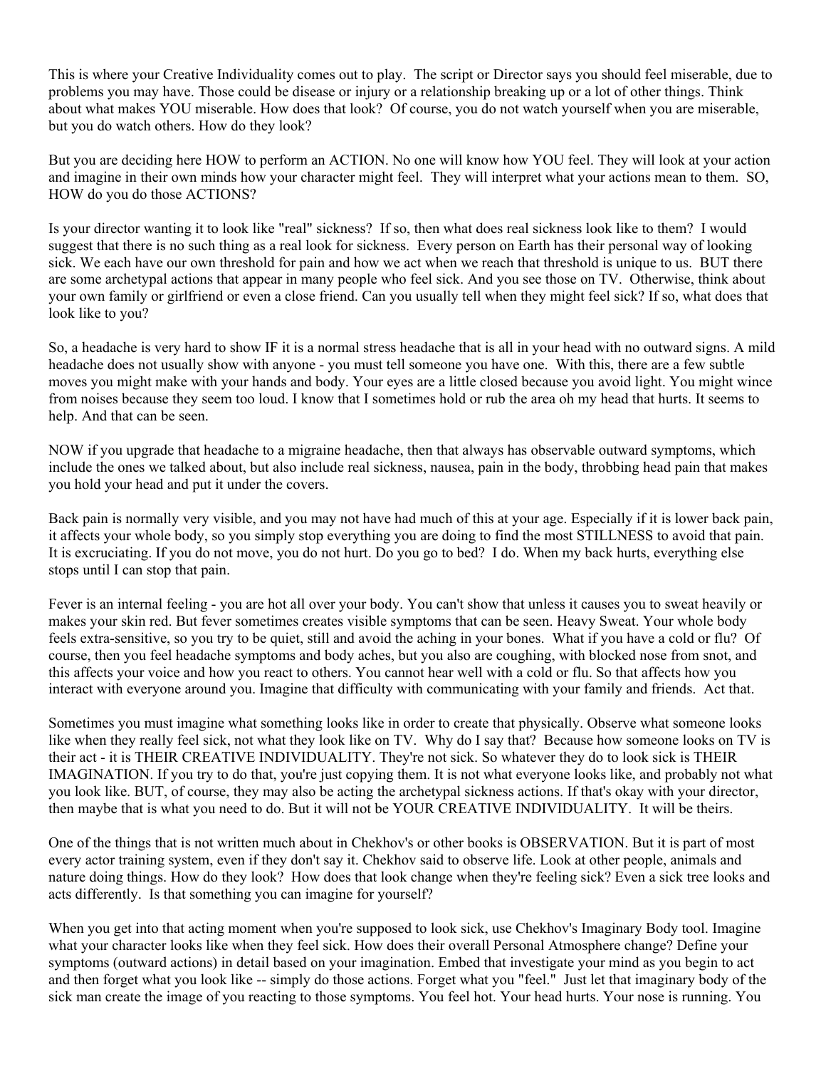This is where your Creative Individuality comes out to play. The script or Director says you should feel miserable, due to problems you may have. Those could be disease or injury or a relationship breaking up or a lot of other things. Think about what makes YOU miserable. How does that look? Of course, you do not watch yourself when you are miserable, but you do watch others. How do they look?

But you are deciding here HOW to perform an ACTION. No one will know how YOU feel. They will look at your action and imagine in their own minds how your character might feel. They will interpret what your actions mean to them. SO, HOW do you do those ACTIONS?

Is your director wanting it to look like "real" sickness? If so, then what does real sickness look like to them? I would suggest that there is no such thing as a real look for sickness. Every person on Earth has their personal way of looking sick. We each have our own threshold for pain and how we act when we reach that threshold is unique to us. BUT there are some archetypal actions that appear in many people who feel sick. And you see those on TV. Otherwise, think about your own family or girlfriend or even a close friend. Can you usually tell when they might feel sick? If so, what does that look like to you?

So, a headache is very hard to show IF it is a normal stress headache that is all in your head with no outward signs. A mild headache does not usually show with anyone - you must tell someone you have one. With this, there are a few subtle moves you might make with your hands and body. Your eyes are a little closed because you avoid light. You might wince from noises because they seem too loud. I know that I sometimes hold or rub the area oh my head that hurts. It seems to help. And that can be seen.

NOW if you upgrade that headache to a migraine headache, then that always has observable outward symptoms, which include the ones we talked about, but also include real sickness, nausea, pain in the body, throbbing head pain that makes you hold your head and put it under the covers.

Back pain is normally very visible, and you may not have had much of this at your age. Especially if it is lower back pain, it affects your whole body, so you simply stop everything you are doing to find the most STILLNESS to avoid that pain. It is excruciating. If you do not move, you do not hurt. Do you go to bed? I do. When my back hurts, everything else stops until I can stop that pain.

Fever is an internal feeling - you are hot all over your body. You can't show that unless it causes you to sweat heavily or makes your skin red. But fever sometimes creates visible symptoms that can be seen. Heavy Sweat. Your whole body feels extra-sensitive, so you try to be quiet, still and avoid the aching in your bones. What if you have a cold or flu? Of course, then you feel headache symptoms and body aches, but you also are coughing, with blocked nose from snot, and this affects your voice and how you react to others. You cannot hear well with a cold or flu. So that affects how you interact with everyone around you. Imagine that difficulty with communicating with your family and friends. Act that.

Sometimes you must imagine what something looks like in order to create that physically. Observe what someone looks like when they really feel sick, not what they look like on TV. Why do I say that? Because how someone looks on TV is their act - it is THEIR CREATIVE INDIVIDUALITY. They're not sick. So whatever they do to look sick is THEIR IMAGINATION. If you try to do that, you're just copying them. It is not what everyone looks like, and probably not what you look like. BUT, of course, they may also be acting the archetypal sickness actions. If that's okay with your director, then maybe that is what you need to do. But it will not be YOUR CREATIVE INDIVIDUALITY. It will be theirs.

One of the things that is not written much about in Chekhov's or other books is OBSERVATION. But it is part of most every actor training system, even if they don't say it. Chekhov said to observe life. Look at other people, animals and nature doing things. How do they look? How does that look change when they're feeling sick? Even a sick tree looks and acts differently. Is that something you can imagine for yourself?

When you get into that acting moment when you're supposed to look sick, use Chekhov's Imaginary Body tool. Imagine what your character looks like when they feel sick. How does their overall Personal Atmosphere change? Define your symptoms (outward actions) in detail based on your imagination. Embed that investigate your mind as you begin to act and then forget what you look like -- simply do those actions. Forget what you "feel." Just let that imaginary body of the sick man create the image of you reacting to those symptoms. You feel hot. Your head hurts. Your nose is running. You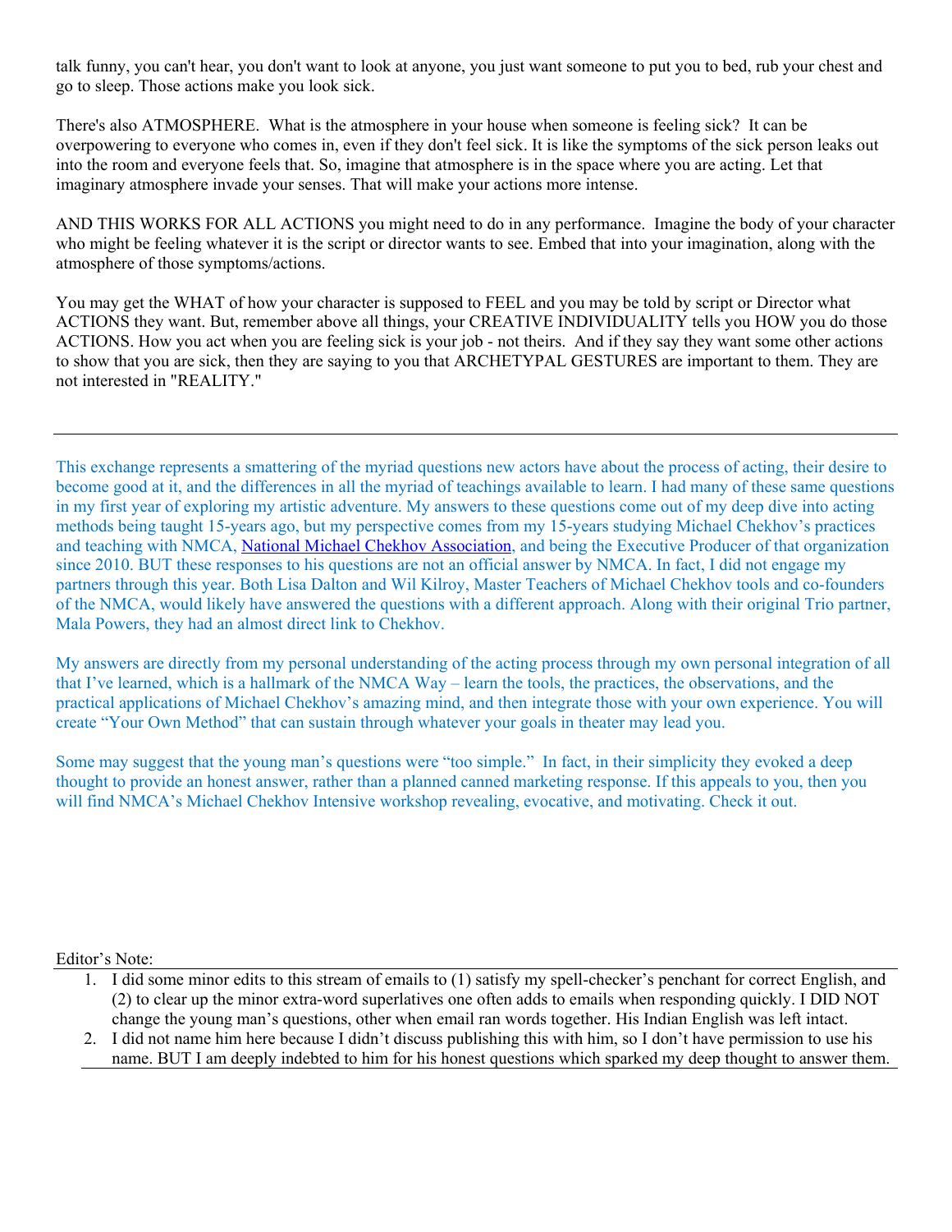talk funny, you can't hear, you don't want to look at anyone, you just want someone to put you to bed, rub your chest and go to sleep. Those actions make you look sick.

There's also ATMOSPHERE. What is the atmosphere in your house when someone is feeling sick? It can be overpowering to everyone who comes in, even if they don't feel sick. It is like the symptoms of the sick person leaks out into the room and everyone feels that. So, imagine that atmosphere is in the space where you are acting. Let that imaginary atmosphere invade your senses. That will make your actions more intense.

AND THIS WORKS FOR ALL ACTIONS you might need to do in any performance. Imagine the body of your character who might be feeling whatever it is the script or director wants to see. Embed that into your imagination, along with the atmosphere of those symptoms/actions.

You may get the WHAT of how your character is supposed to FEEL and you may be told by script or Director what ACTIONS they want. But, remember above all things, your CREATIVE INDIVIDUALITY tells you HOW you do those ACTIONS. How you act when you are feeling sick is your job - not theirs. And if they say they want some other actions to show that you are sick, then they are saying to you that ARCHETYPAL GESTURES are important to them. They are not interested in "REALITY."

---

This exchange represents a smattering of the myriad questions new actors have about the process of acting, their desire to become good at it, and the differences in all the myriad of teachings available to learn. I had many of these same questions in my first year of exploring my artistic adventure. My answers to these questions come out of my deep dive into acting methods being taught 15-years ago, but my perspective comes from my 15-years studying Michael Chekhov's practices and teaching with NMCA, [National Michael Chekhov Association](), and being the Executive Producer of that organization since 2010. BUT these responses to his questions are not an official answer by NMCA. In fact, I did not engage my partners through this year. Both Lisa Dalton and Wil Kilroy, Master Teachers of Michael Chekhov tools and co-founders of the NMCA, would likely have answered the questions with a different approach. Along with their original Trio partner, Mala Powers, they had an almost direct link to Chekhov.

My answers are directly from my personal understanding of the acting process through my own personal integration of all that I've learned, which is a hallmark of the NMCA Way – learn the tools, the practices, the observations, and the practical applications of Michael Chekhov's amazing mind, and then integrate those with your own experience. You will create "Your Own Method" that can sustain through whatever your goals in theater may lead you.

Some may suggest that the young man's questions were "too simple." In fact, in their simplicity they evoked a deep thought to provide an honest answer, rather than a planned canned marketing response. If this appeals to you, then you will find NMCA's Michael Chekhov Intensive workshop revealing, evocative, and motivating. Check it out.

Editor's Note:

1. I did some minor edits to this stream of emails to (1) satisfy my spell-checker's penchant for correct English, and (2) to clear up the minor extra-word superlatives one often adds to emails when responding quickly. I DID NOT change the young man's questions, other when email ran words together. His Indian English was left intact.
2. I did not name him here because I didn't discuss publishing this with him, so I don't have permission to use his name. BUT I am deeply indebted to him for his honest questions which sparked my deep thought to answer them.